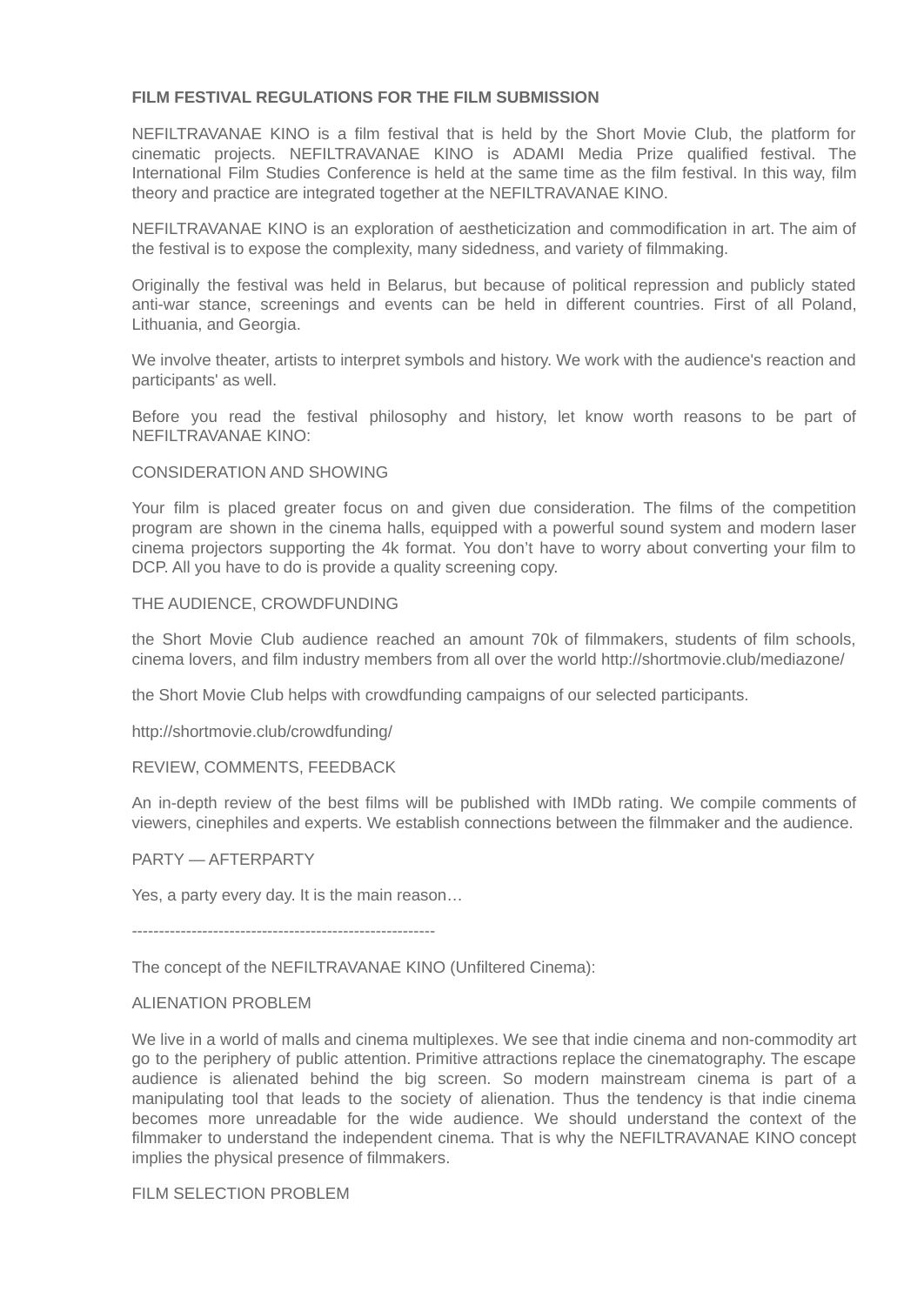**FILM FESTIVAL REGULATIONS FOR THE FILM SUBMISSION**

NEFILTRAVANAE KINO is a film festival that is held by the Short Movie Club, the platform for cinematic projects. NEFILTRAVANAE KINO is ADAMI Media Prize qualified festival. The International Film Studies Conference is held at the same time as the film festival. In this way, film theory and practice are integrated together at the NEFILTRAVANAE KINO.

NEFILTRAVANAE KINO is an exploration of aestheticization and commodification in art. The aim of the festival is to expose the complexity, many sidedness, and variety of filmmaking.

Originally the festival was held in Belarus, but because of political repression and publicly stated anti-war stance, screenings and events can be held in different countries. First of all Poland, Lithuania, and Georgia.

We involve theater, artists to interpret symbols and history. We work with the audience's reaction and participants' as well.

Before you read the festival philosophy and history, let know worth reasons to be part of NEFILTRAVANAE KINO:

CONSIDERATION AND SHOWING

Your film is placed greater focus on and given due consideration. The films of the competition program are shown in the cinema halls, equipped with a powerful sound system and modern laser cinema projectors supporting the 4k format. You don't have to worry about converting your film to DCP. All you have to do is provide a quality screening copy.

THE AUDIENCE, CROWDFUNDING

the Short Movie Club audience reached an amount 70k of filmmakers, students of film schools, cinema lovers, and film industry members from all over the world http://shortmovie.club/mediazone/

the Short Movie Club helps with crowdfunding campaigns of our selected participants.

http://shortmovie.club/crowdfunding/

REVIEW, COMMENTS, FEEDBACK

An in-depth review of the best films will be published with IMDb rating. We compile comments of viewers, cinephiles and experts. We establish connections between the filmmaker and the audience.

PARTY — AFTERPARTY

Yes, a party every day. It is the main reason…

--------------------------------------------------------

The concept of the NEFILTRAVANAE KINO (Unfiltered Cinema):

ALIENATION PROBLEM

We live in a world of malls and cinema multiplexes. We see that indie cinema and non-commodity art go to the periphery of public attention. Primitive attractions replace the cinematography. The escape audience is alienated behind the big screen. So modern mainstream cinema is part of a manipulating tool that leads to the society of alienation. Thus the tendency is that indie cinema becomes more unreadable for the wide audience. We should understand the context of the filmmaker to understand the independent cinema. That is why the NEFILTRAVANAE KINO concept implies the physical presence of filmmakers.

FILM SELECTION PROBLEM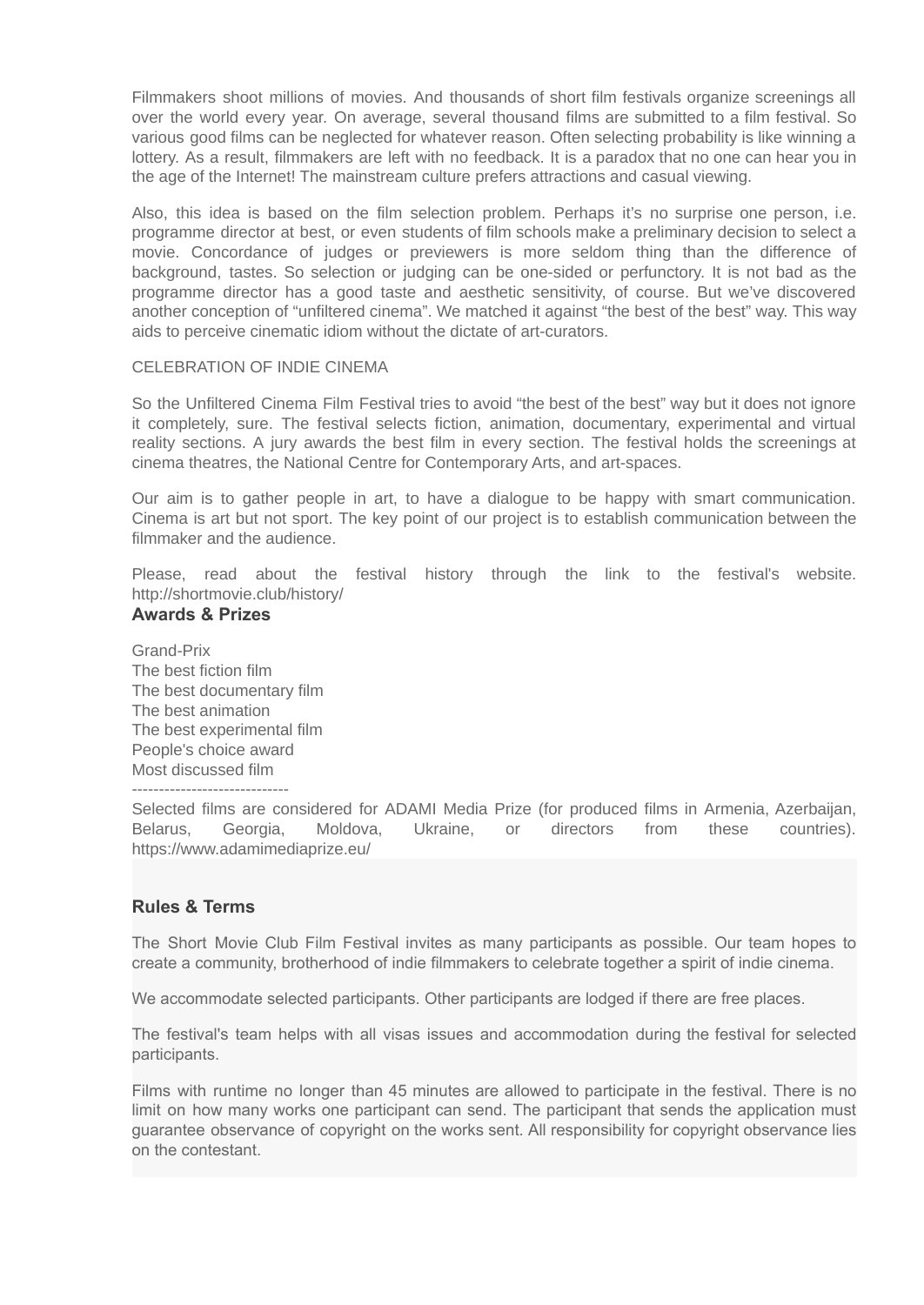Filmmakers shoot millions of movies. And thousands of short film festivals organize screenings all over the world every year. On average, several thousand films are submitted to a film festival. So various good films can be neglected for whatever reason. Often selecting probability is like winning a lottery. As a result, filmmakers are left with no feedback. It is a paradox that no one can hear you in the age of the Internet! The mainstream culture prefers attractions and casual viewing.

Also, this idea is based on the film selection problem. Perhaps it’s no surprise one person, i.e. programme director at best, or even students of film schools make a preliminary decision to select a movie. Concordance of judges or previewers is more seldom thing than the difference of background, tastes. So selection or judging can be one-sided or perfunctory. It is not bad as the programme director has a good taste and aesthetic sensitivity, of course. But we’ve discovered another conception of “unfiltered cinema”. We matched it against “the best of the best” way. This way aids to perceive cinematic idiom without the dictate of art-curators.

CELEBRATION OF INDIE CINEMA

So the Unfiltered Cinema Film Festival tries to avoid “the best of the best” way but it does not ignore it completely, sure. The festival selects fiction, animation, documentary, experimental and virtual reality sections. A jury awards the best film in every section. The festival holds the screenings at cinema theatres, the National Centre for Contemporary Arts, and art-spaces.

Our aim is to gather people in art, to have a dialogue to be happy with smart communication. Cinema is art but not sport. The key point of our project is to establish communication between the filmmaker and the audience.

Please, read about the festival history through the link to the festival's website. http://shortmovie.club/history/

## Awards & Prizes

Grand-Prix
The best fiction film
The best documentary film
The best animation
The best experimental film
People's choice award
Most discussed film

-----------------------------

Selected films are considered for ADAMI Media Prize (for produced films in Armenia, Azerbaijan, Belarus, Georgia, Moldova, Ukraine, or directors from these countries). https://www.adamimediaprize.eu/

## Rules & Terms

The Short Movie Club Film Festival invites as many participants as possible. Our team hopes to create a community, brotherhood of indie filmmakers to celebrate together a spirit of indie cinema.

We accommodate selected participants. Other participants are lodged if there are free places.

The festival's team helps with all visas issues and accommodation during the festival for selected participants.

Films with runtime no longer than 45 minutes are allowed to participate in the festival. There is no limit on how many works one participant can send. The participant that sends the application must guarantee observance of copyright on the works sent. All responsibility for copyright observance lies on the contestant.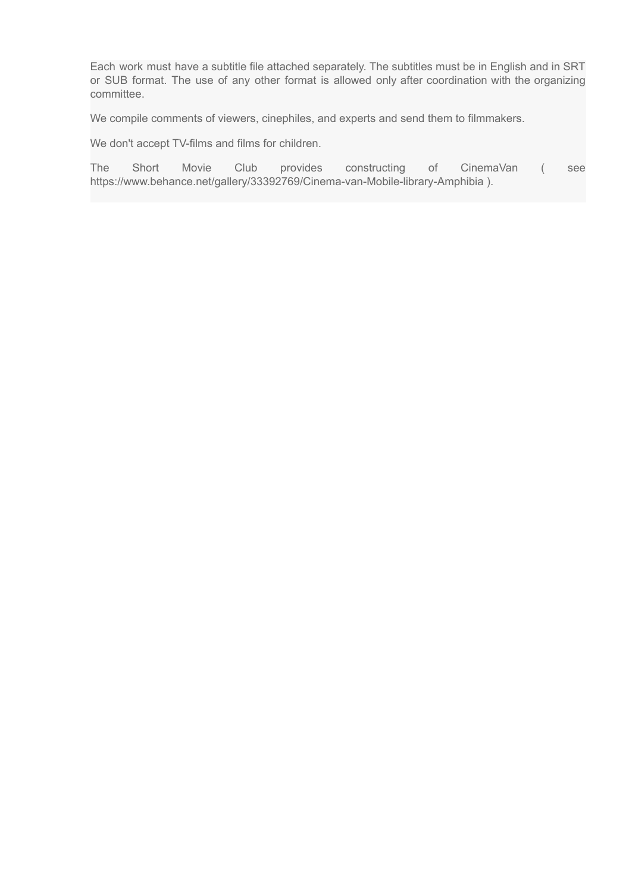Each work must have a subtitle file attached separately. The subtitles must be in English and in SRT or SUB format. The use of any other format is allowed only after coordination with the organizing committee.

We compile comments of viewers, cinephiles, and experts and send them to filmmakers.

We don't accept TV-films and films for children.

The Short Movie Club provides constructing of CinemaVan ( see https://www.behance.net/gallery/33392769/Cinema-van-Mobile-library-Amphibia ).